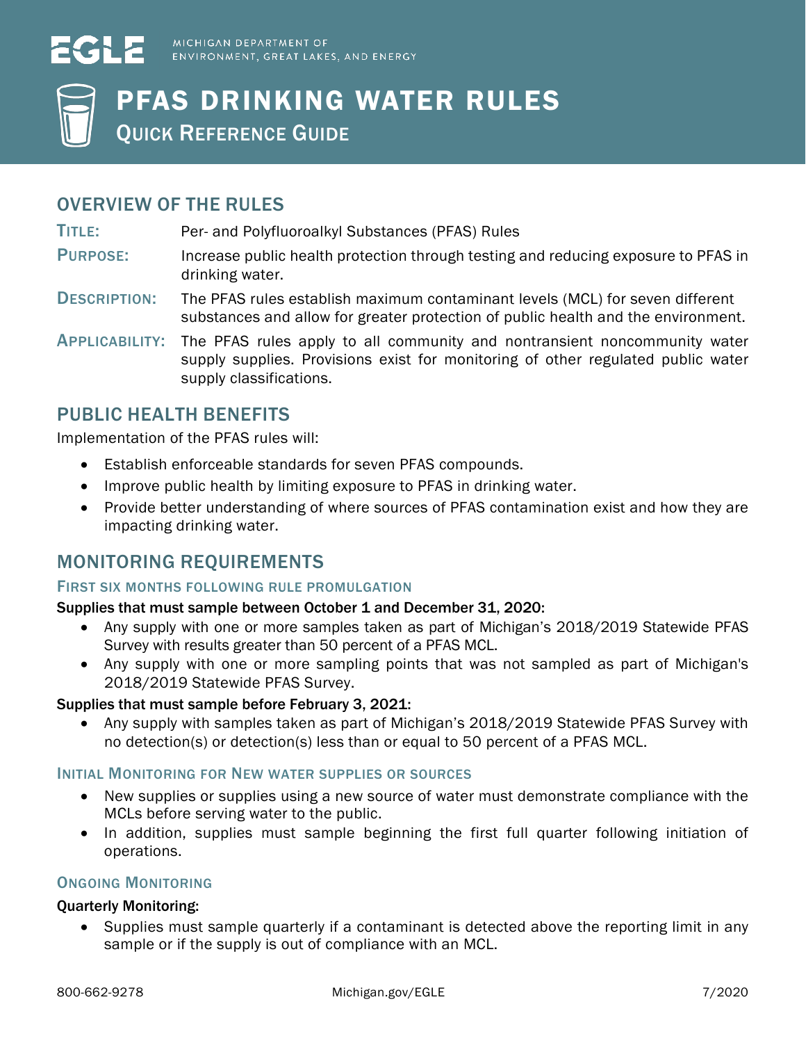EGLE MICHIGAN DEPARTMENT OF ENVIRONMENT, GREAT LAKES, AND ENERGY

# PFAS DRINKING WATER RULES

## QUICK REFERENCE GUIDE

## OVERVIEW OF THE RULES

**TITLE:** Per- and Polyfluoroalkyl Substances (PFAS) Rules

**PURPOSE:** Increase public health protection through testing and reducing exposure to PFAS in drinking water.

**DESCRIPTION:** The PFAS rules establish maximum contaminant levels (MCL) for seven different substances and allow for greater protection of public health and the environment.

**APPLICABILITY:** The PFAS rules apply to all community and nontransient noncommunity water supply supplies. Provisions exist for monitoring of other regulated public water supply classifications.

## PUBLIC HEALTH BENEFITS

Implementation of the PFAS rules will:

- Establish enforceable standards for seven PFAS compounds.
- Improve public health by limiting exposure to PFAS in drinking water.
- Provide better understanding of where sources of PFAS contamination exist and how they are impacting drinking water.

## MONITORING REQUIREMENTS

### FIRST SIX MONTHS FOLLOWING RULE PROMULGATION

**Supplies that must sample between October 1 and December 31, 2020:**

- Any supply with one or more samples taken as part of Michigan's 2018/2019 Statewide PFAS Survey with results greater than 50 percent of a PFAS MCL.
- Any supply with one or more sampling points that was not sampled as part of Michigan's 2018/2019 Statewide PFAS Survey.

**Supplies that must sample before February 3, 2021:**

- Any supply with samples taken as part of Michigan's 2018/2019 Statewide PFAS Survey with no detection(s) or detection(s) less than or equal to 50 percent of a PFAS MCL.

### INITIAL MONITORING FOR NEW WATER SUPPLIES OR SOURCES

- New supplies or supplies using a new source of water must demonstrate compliance with the MCLs before serving water to the public.
- In addition, supplies must sample beginning the first full quarter following initiation of operations.

### ONGOING MONITORING

**Quarterly Monitoring:**

- Supplies must sample quarterly if a contaminant is detected above the reporting limit in any sample or if the supply is out of compliance with an MCL.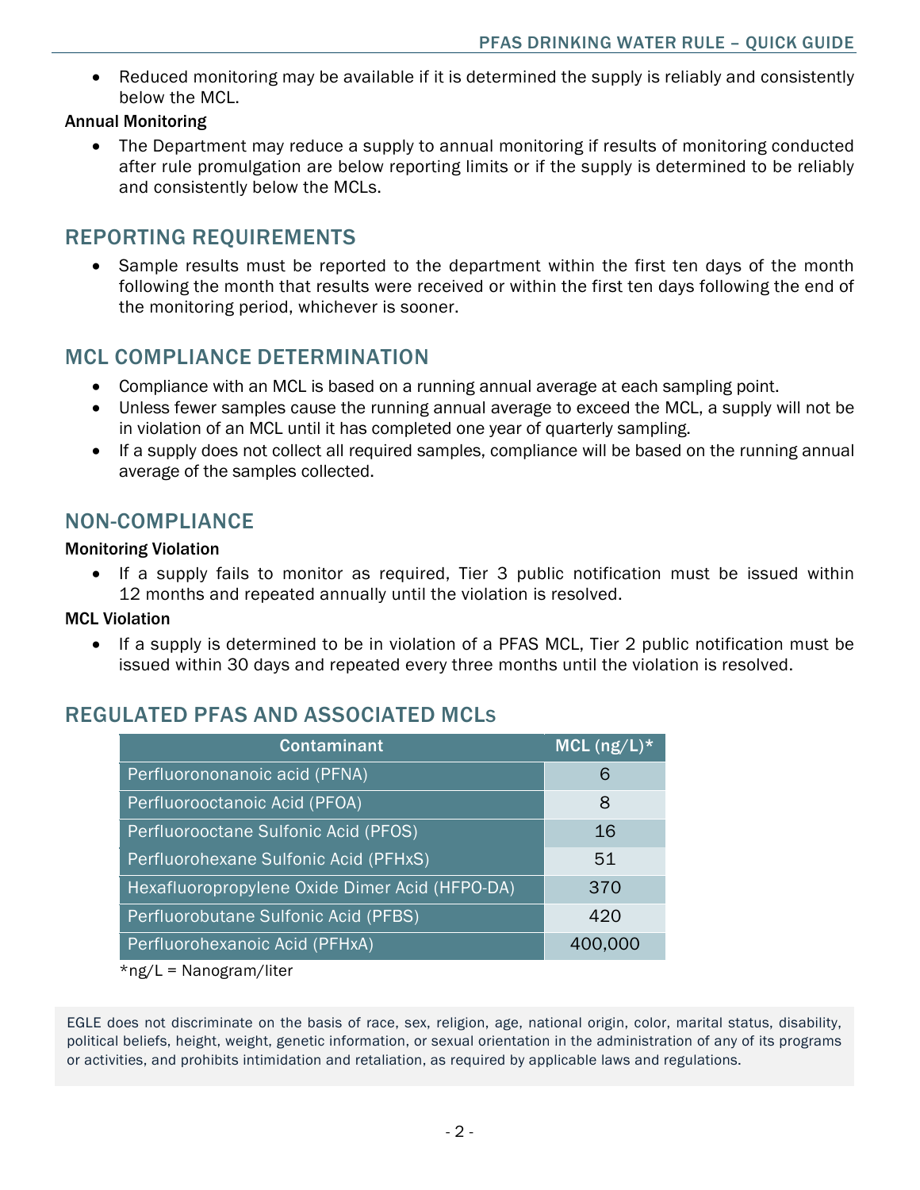- Reduced monitoring may be available if it is determined the supply is reliably and consistently below the MCL.

**Annual Monitoring**

- The Department may reduce a supply to annual monitoring if results of monitoring conducted after rule promulgation are below reporting limits or if the supply is determined to be reliably and consistently below the MCLs.

## REPORTING REQUIREMENTS

- Sample results must be reported to the department within the first ten days of the month following the month that results were received or within the first ten days following the end of the monitoring period, whichever is sooner.

## MCL COMPLIANCE DETERMINATION

- Compliance with an MCL is based on a running annual average at each sampling point.
- Unless fewer samples cause the running annual average to exceed the MCL, a supply will not be in violation of an MCL until it has completed one year of quarterly sampling.
- If a supply does not collect all required samples, compliance will be based on the running annual average of the samples collected.

## NON-COMPLIANCE

**Monitoring Violation**

- If a supply fails to monitor as required, Tier 3 public notification must be issued within 12 months and repeated annually until the violation is resolved.

**MCL Violation**

- If a supply is determined to be in violation of a PFAS MCL, Tier 2 public notification must be issued within 30 days and repeated every three months until the violation is resolved.

## REGULATED PFAS AND ASSOCIATED MCLs

| Contaminant | MCL (ng/L)* |
|---|---|
| Perfluorononanoic acid (PFNA) | 6 |
| Perfluorooctanoic Acid (PFOA) | 8 |
| Perfluorooctane Sulfonic Acid (PFOS) | 16 |
| Perfluorohexane Sulfonic Acid (PFHxS) | 51 |
| Hexafluoropropylene Oxide Dimer Acid (HFPO-DA) | 370 |
| Perfluorobutane Sulfonic Acid (PFBS) | 420 |
| Perfluorohexanoic Acid (PFHxA) | 400,000 |

*ng/L = Nanogram/liter

EGLE does not discriminate on the basis of race, sex, religion, age, national origin, color, marital status, disability, political beliefs, height, weight, genetic information, or sexual orientation in the administration of any of its programs or activities, and prohibits intimidation and retaliation, as required by applicable laws and regulations.